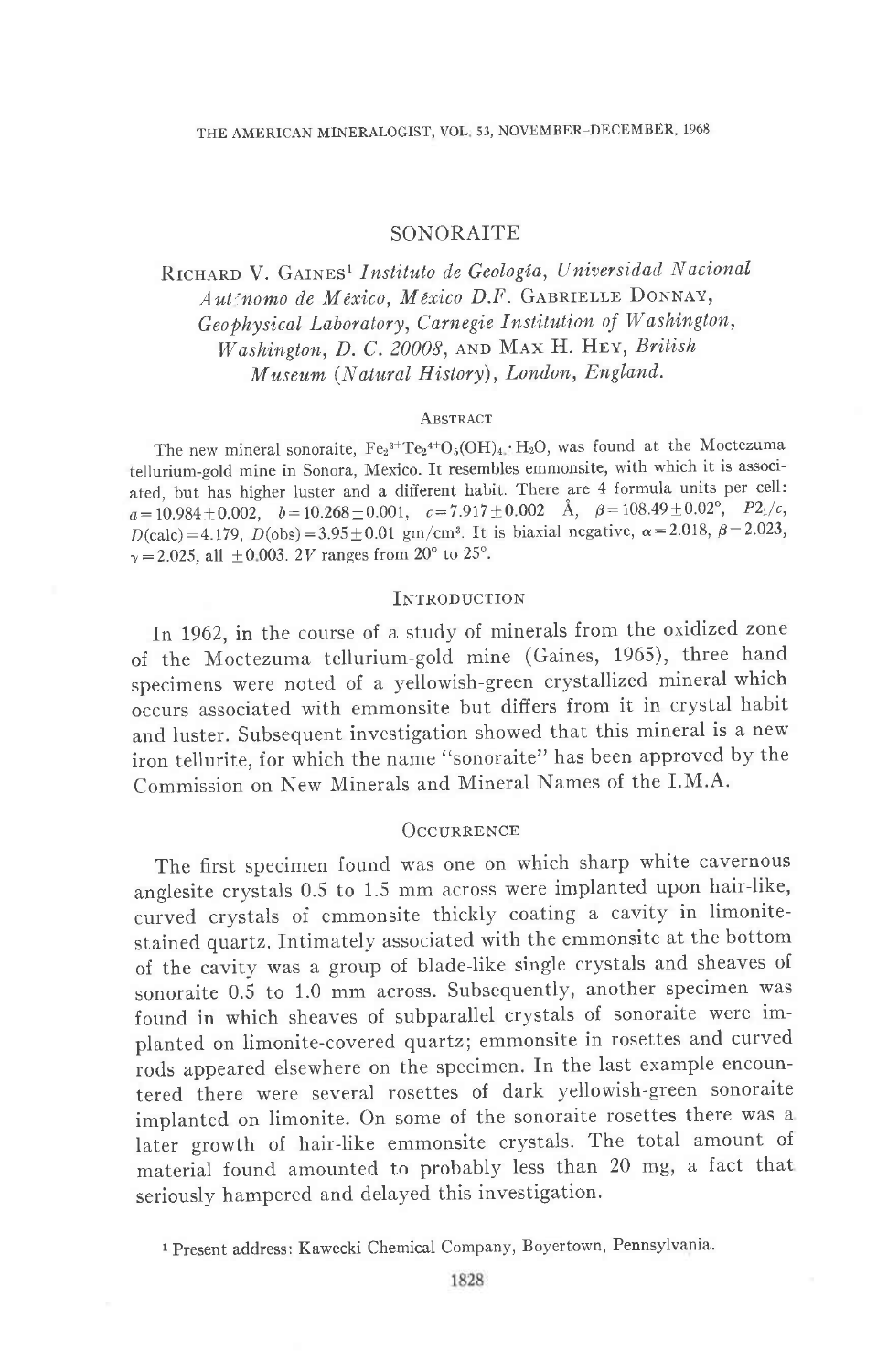# SONORAITE

Richard V. Gaines[1] *Instituto de Geología, Universidad Nacional Autónomo de México, México D.F.* Gabrielle Donnay, *Geophysical Laboratory, Carnegie Institution of Washington, Washington, D. C. 20008,* and Max H. Hey, *British Museum (Natural History), London, England.*

## Abstract

The new mineral sonoraite, $Fe_2^{3+}Te_2^{4+}O_5(OH)_4 \cdot H_2O$, was found at the Moctezuma tellurium-gold mine in Sonora, Mexico. It resembles emmonsite, with which it is associated, but has higher luster and a different habit. There are 4 formula units per cell: $a = 10.984 \pm 0.002$, $b = 10.268 \pm 0.001$, $c = 7.917 \pm 0.002$ Å, $\beta = 108.49 \pm 0.02°$, $P2_1/c$, $D(\text{calc}) = 4.179$, $D(\text{obs}) = 3.95 \pm 0.01$ gm/cm³. It is biaxial negative, $\alpha = 2.018$, $\beta = 2.023$, $\gamma = 2.025$, all $\pm 0.003$. $2V$ ranges from 20° to 25°.

## Introduction

In 1962, in the course of a study of minerals from the oxidized zone of the Moctezuma tellurium-gold mine (Gaines, 1965), three hand specimens were noted of a yellowish-green crystallized mineral which occurs associated with emmonsite but differs from it in crystal habit and luster. Subsequent investigation showed that this mineral is a new iron tellurite, for which the name "sonoraite" has been approved by the Commission on New Minerals and Mineral Names of the I.M.A.

## Occurrence

The first specimen found was one on which sharp white cavernous anglesite crystals 0.5 to 1.5 mm across were implanted upon hair-like, curved crystals of emmonsite thickly coating a cavity in limonite-stained quartz. Intimately associated with the emmonsite at the bottom of the cavity was a group of blade-like single crystals and sheaves of sonoraite 0.5 to 1.0 mm across. Subsequently, another specimen was found in which sheaves of subparallel crystals of sonoraite were implanted on limonite-covered quartz; emmonsite in rosettes and curved rods appeared elsewhere on the specimen. In the last example encountered there were several rosettes of dark yellowish-green sonoraite implanted on limonite. On some of the sonoraite rosettes there was a later growth of hair-like emmonsite crystals. The total amount of material found amounted to probably less than 20 mg, a fact that seriously hampered and delayed this investigation.

[1] Present address: Kawecki Chemical Company, Boyertown, Pennsylvania.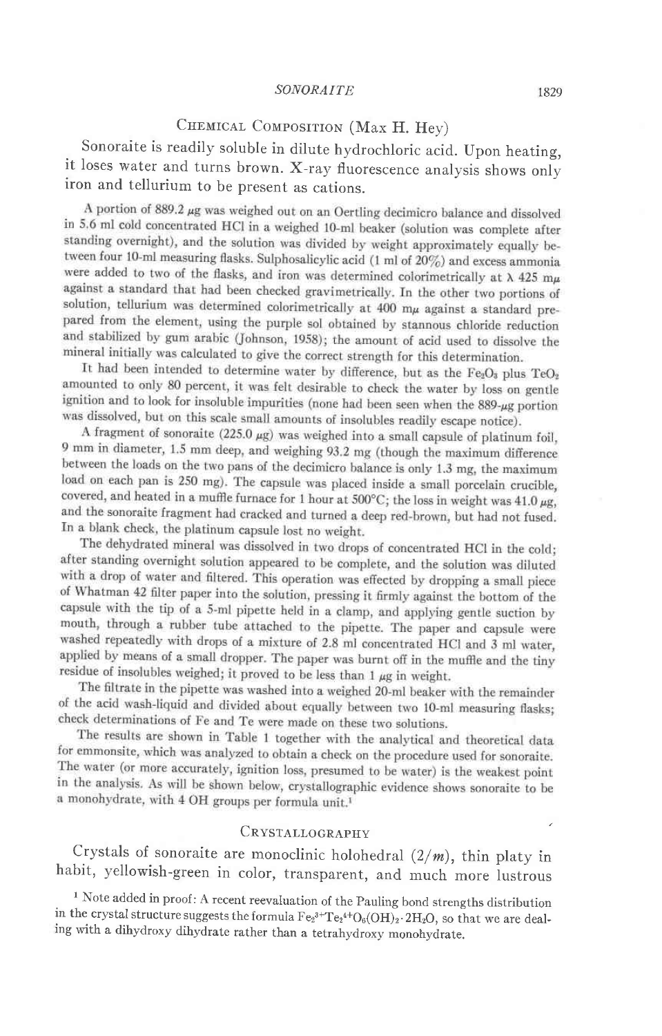## Chemical Composition (Max H. Hey)

Sonoraite is readily soluble in dilute hydrochloric acid. Upon heating, it loses water and turns brown. X-ray fluorescence analysis shows only iron and tellurium to be present as cations.

A portion of 889.2 μg was weighed out on an Oertling decimicro balance and dissolved in 5.6 ml cold concentrated HCl in a weighed 10-ml beaker (solution was complete after standing overnight), and the solution was divided by weight approximately equally between four 10-ml measuring flasks. Sulphosalicylic acid (1 ml of 20%) and excess ammonia were added to two of the flasks, and iron was determined colorimetrically at λ 425 mμ against a standard that had been checked gravimetrically. In the other two portions of solution, tellurium was determined colorimetrically at 400 mμ against a standard prepared from the element, using the purple sol obtained by stannous chloride reduction and stabilized by gum arabic (Johnson, 1958); the amount of acid used to dissolve the mineral initially was calculated to give the correct strength for this determination.

It had been intended to determine water by difference, but as the $Fe_2O_3$ plus $TeO_2$ amounted to only 80 percent, it was felt desirable to check the water by loss on gentle ignition and to look for insoluble impurities (none had been seen when the 889-μg portion was dissolved, but on this scale small amounts of insolubles readily escape notice).

A fragment of sonoraite (225.0 μg) was weighed into a small capsule of platinum foil, 9 mm in diameter, 1.5 mm deep, and weighing 93.2 mg (though the maximum difference between the loads on the two pans of the decimicro balance is only 1.3 mg, the maximum load on each pan is 250 mg). The capsule was placed inside a small porcelain crucible, covered, and heated in a muffle furnace for 1 hour at 500°C; the loss in weight was 41.0 μg, and the sonoraite fragment had cracked and turned a deep red-brown, but had not fused. In a blank check, the platinum capsule lost no weight.

The dehydrated mineral was dissolved in two drops of concentrated HCl in the cold; after standing overnight solution appeared to be complete, and the solution was diluted with a drop of water and filtered. This operation was effected by dropping a small piece of Whatman 42 filter paper into the solution, pressing it firmly against the bottom of the capsule with the tip of a 5-ml pipette held in a clamp, and applying gentle suction by mouth, through a rubber tube attached to the pipette. The paper and capsule were washed repeatedly with drops of a mixture of 2.8 ml concentrated HCl and 3 ml water, applied by means of a small dropper. The paper was burnt off in the muffle and the tiny residue of insolubles weighed; it proved to be less than 1 μg in weight.

The filtrate in the pipette was washed into a weighed 20-ml beaker with the remainder of the acid wash-liquid and divided about equally between two 10-ml measuring flasks; check determinations of Fe and Te were made on these two solutions.

The results are shown in Table 1 together with the analytical and theoretical data for emmonsite, which was analyzed to obtain a check on the procedure used for sonoraite. The water (or more accurately, ignition loss, presumed to be water) is the weakest point in the analysis. As will be shown below, crystallographic evidence shows sonoraite to be a monohydrate, with 4 OH groups per formula unit.[1]

## Crystallography

Crystals of sonoraite are monoclinic holohedral ($2/m$), thin platy in habit, yellowish-green in color, transparent, and much more lustrous

[1] Note added in proof: A recent reevaluation of the Pauling bond strengths distribution in the crystal structure suggests the formula $Fe_2^{3+}Te_2^{4+}O_6(OH)_2 \cdot 2H_2O$, so that we are dealing with a dihydroxy dihydrate rather than a tetrahydroxy monohydrate.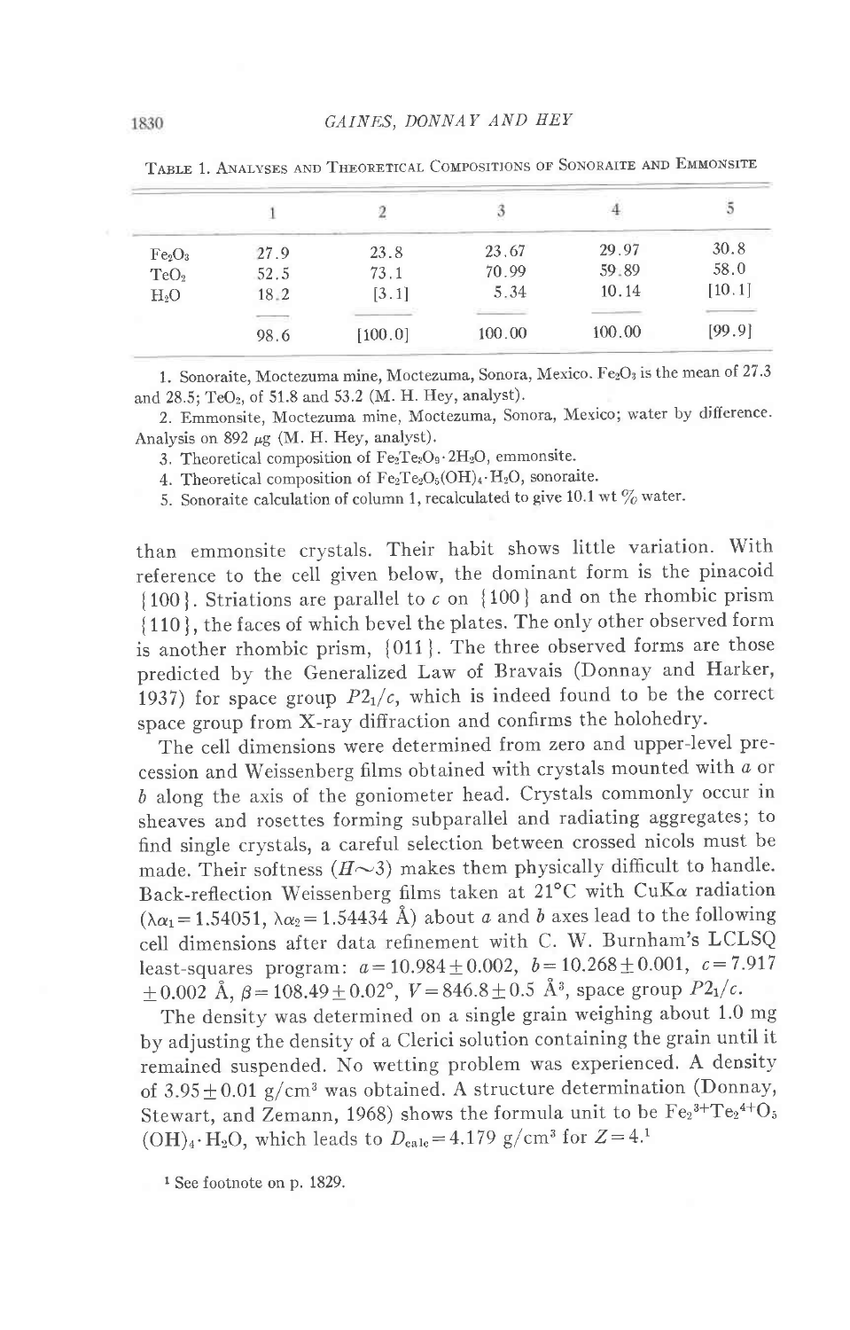Table 1. Analyses and Theoretical Compositions of Sonoraite and Emmonsite

| | 1 | 2 | 3 | 4 | 5 |
|---|---|---|---|---|---|
| $Fe_2O_3$ | 27.9 | 23.8 | 23.67 | 29.97 | 30.8 |
| $TeO_2$ | 52.5 | 73.1 | 70.99 | 59.89 | 58.0 |
| $H_2O$ | 18.2 | [3.1] | 5.34 | 10.14 | [10.1] |
| | 98.6 | [100.0] | 100.00 | 100.00 | [99.9] |

1. Sonoraite, Moctezuma mine, Moctezuma, Sonora, Mexico. $Fe_2O_3$ is the mean of 27.3 and 28.5; $TeO_2$, of 51.8 and 53.2 (M. H. Hey, analyst).
2. Emmonsite, Moctezuma mine, Moctezuma, Sonora, Mexico; water by difference. Analysis on 892 μg (M. H. Hey, analyst).
3. Theoretical composition of $Fe_2Te_3O_9 \cdot 2H_2O$, emmonsite.
4. Theoretical composition of $Fe_2Te_2O_5(OH)_4 \cdot H_2O$, sonoraite.
5. Sonoraite calculation of column 1, recalculated to give 10.1 wt % water.

than emmonsite crystals. Their habit shows little variation. With reference to the cell given below, the dominant form is the pinacoid {100}. Striations are parallel to *c* on {100} and on the rhombic prism {110}, the faces of which bevel the plates. The only other observed form is another rhombic prism, {011}. The three observed forms are those predicted by the Generalized Law of Bravais (Donnay and Harker, 1937) for space group $P2_1/c$, which is indeed found to be the correct space group from X-ray diffraction and confirms the holohedry.

The cell dimensions were determined from zero and upper-level precession and Weissenberg films obtained with crystals mounted with *a* or *b* along the axis of the goniometer head. Crystals commonly occur in sheaves and rosettes forming subparallel and radiating aggregates; to find single crystals, a careful selection between crossed nicols must be made. Their softness ($H \sim 3$) makes them physically difficult to handle. Back-reflection Weissenberg films taken at 21°C with CuKα radiation ($\lambda\alpha_1 = 1.54051$, $\lambda\alpha_2 = 1.54434$ Å) about *a* and *b* axes lead to the following cell dimensions after data refinement with C. W. Burnham's LCLSQ least-squares program: $a = 10.984 \pm 0.002$, $b = 10.268 \pm 0.001$, $c = 7.917 \pm 0.002$ Å, $\beta = 108.49 \pm 0.02°$, $V = 846.8 \pm 0.5$ Å$^3$, space group $P2_1/c$.

The density was determined on a single grain weighing about 1.0 mg by adjusting the density of a Clerici solution containing the grain until it remained suspended. No wetting problem was experienced. A density of $3.95 \pm 0.01$ g/cm$^3$ was obtained. A structure determination (Donnay, Stewart, and Zemann, 1968) shows the formula unit to be $Fe_2^{3+}Te_2^{4+}O_5(OH)_4 \cdot H_2O$, which leads to $D_{calc} = 4.179$ g/cm$^3$ for $Z = 4$.[1]

[1] See footnote on p. 1829.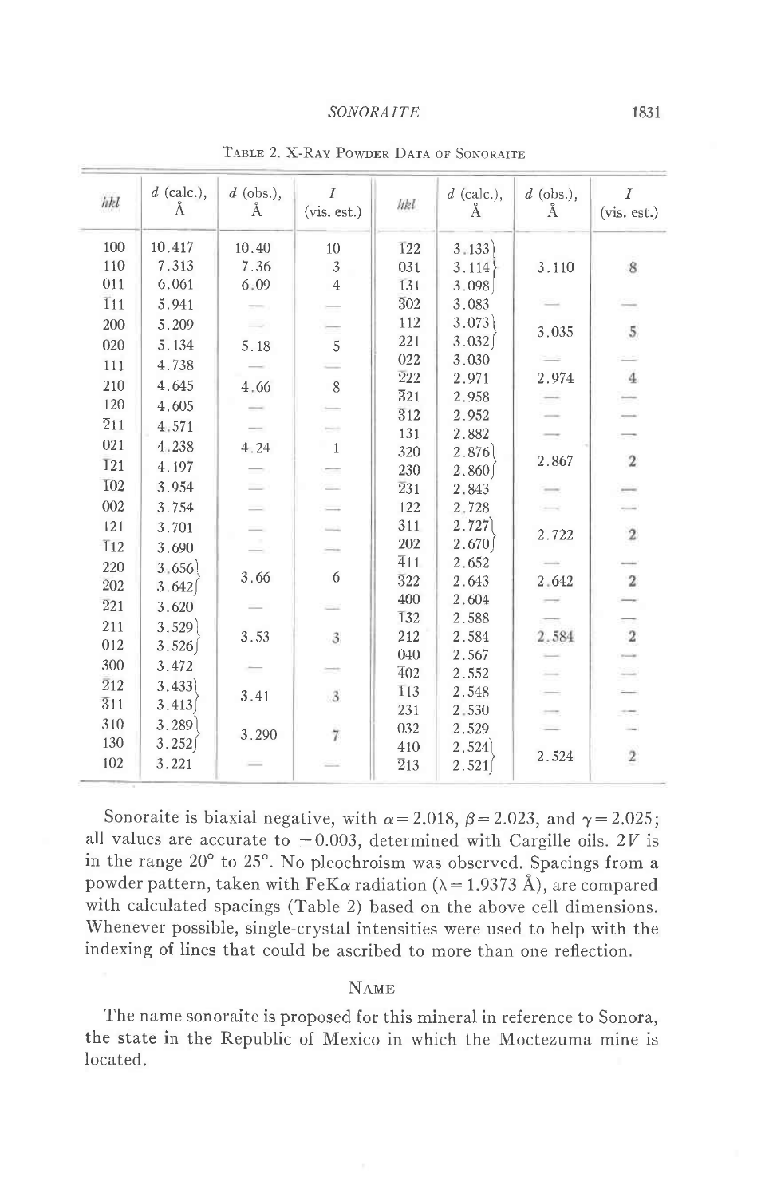TABLE 2. X-RAY POWDER DATA OF SONORAITE

| hkl | d (calc.), Å | d (obs.), Å | I (vis. est.) | hkl | d (calc.), Å | d (obs.), Å | I (vis. est.) |
|---|---|---|---|---|---|---|---|
| 100 | 10.417 | 10.40 | 10 | $\bar{1}22$ | 3.133 | | |
| 110 | 7.313 | 7.36 | 3 | 031 | 3.114 | 3.110 | 8 |
| 011 | 6.061 | 6.09 | 4 | $\bar{1}31$ | 3.098 | | |
| $\bar{1}11$ | 5.941 | — | — | $\bar{3}02$ | 3.083 | — | — |
| 200 | 5.209 | — | — | 112 | 3.073 | 3.035 | 5 |
| 020 | 5.134 | 5.18 | 5 | 221 | 3.032 | | |
| 111 | 4.738 | — | — | 022 | 3.030 | — | — |
| 210 | 4.645 | 4.66 | 8 | $\bar{2}22$ | 2.971 | 2.974 | 4 |
| 120 | 4.605 | — | — | $\bar{3}21$ | 2.958 | — | — |
| $\bar{2}11$ | 4.571 | — | — | $\bar{3}12$ | 2.952 | — | — |
| 021 | 4.238 | 4.24 | 1 | 131 | 2.882 | — | — |
| $\bar{1}21$ | 4.197 | — | — | 320 | 2.876 | 2.867 | 2 |
| $\bar{1}02$ | 3.954 | — | — | 230 | 2.860 | | |
| 002 | 3.754 | — | — | $\bar{2}31$ | 2.843 | — | — |
| 121 | 3.701 | — | — | 122 | 2.728 | — | — |
| $\bar{1}12$ | 3.690 | — | — | 311 | 2.727 | 2.722 | 2 |
| 220 | 3.656 | 3.66 | 6 | 202 | 2.670 | | |
| $\bar{2}02$ | 3.642 | | | $\bar{4}11$ | 2.652 | — | — |
| $\bar{2}21$ | 3.620 | — | — | $\bar{3}22$ | 2.643 | 2.642 | 2 |
| 211 | 3.529 | 3.53 | 3 | 400 | 2.604 | — | — |
| 012 | 3.526 | | | $\bar{1}32$ | 2.588 | — | — |
| 300 | 3.472 | — | — | 212 | 2.584 | 2.584 | 2 |
| $\bar{2}12$ | 3.433 | 3.41 | 3 | 040 | 2.567 | — | — |
| $\bar{3}11$ | 3.413 | | | $\bar{4}02$ | 2.552 | — | — |
| 310 | 3.289 | 3.290 | 7 | $\bar{1}13$ | 2.548 | — | — |
| 130 | 3.252 | | | 231 | 2.530 | — | — |
| 102 | 3.221 | — | — | 032 | 2.529 | — | — |
| | | | | 410 | 2.524 | 2.524 | 2 |
| | | | | $\bar{2}13$ | 2.521 | | |

Sonoraite is biaxial negative, with $\alpha = 2.018$, $\beta = 2.023$, and $\gamma = 2.025$; all values are accurate to $\pm 0.003$, determined with Cargille oils. $2V$ is in the range 20° to 25°. No pleochroism was observed. Spacings from a powder pattern, taken with FeK$\alpha$ radiation ($\lambda = 1.9373$ Å), are compared with calculated spacings (Table 2) based on the above cell dimensions. Whenever possible, single-crystal intensities were used to help with the indexing of lines that could be ascribed to more than one reflection.

## NAME

The name sonoraite is proposed for this mineral in reference to Sonora, the state in the Republic of Mexico in which the Moctezuma mine is located.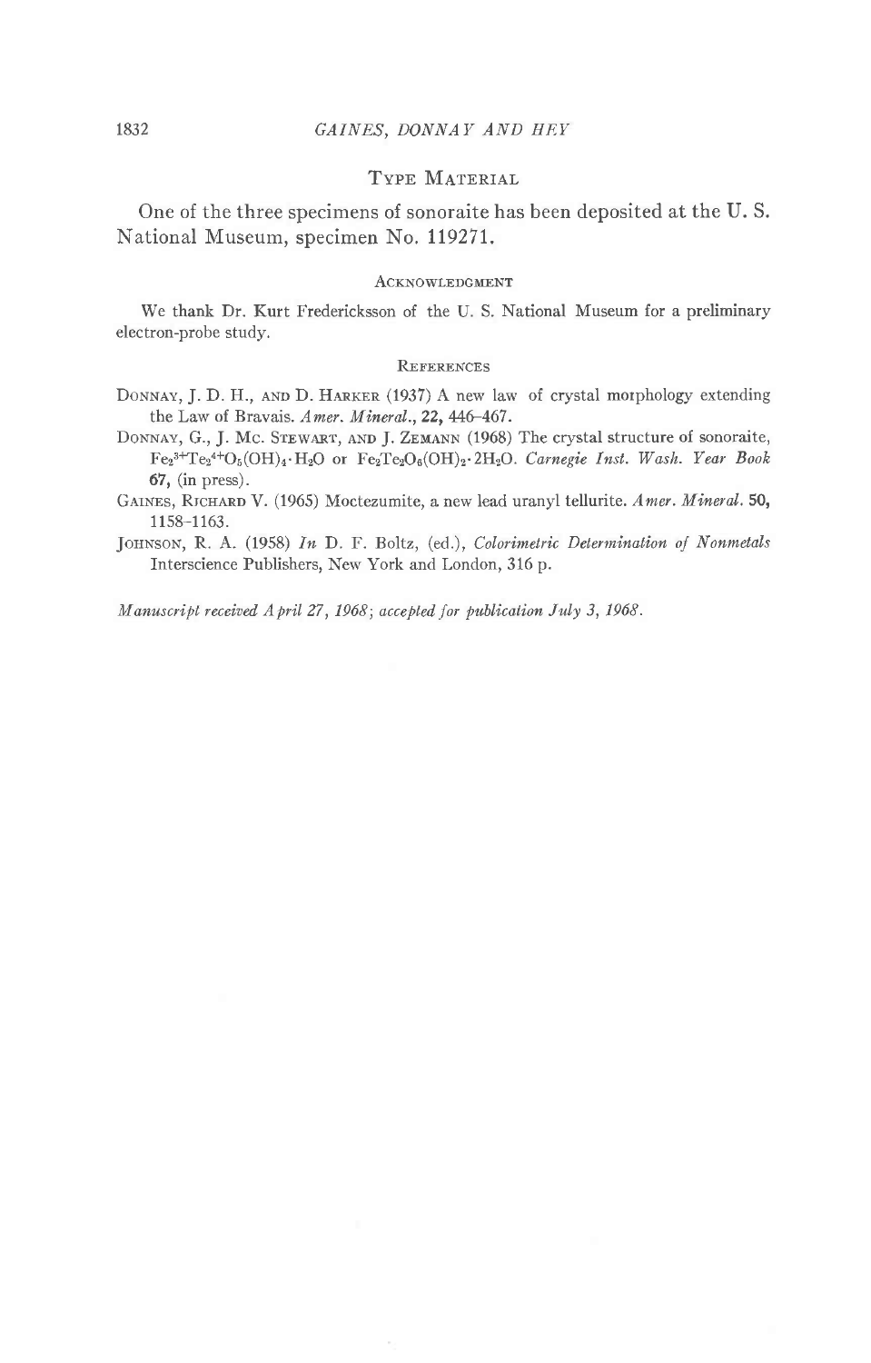## Type Material

One of the three specimens of sonoraite has been deposited at the U. S. National Museum, specimen No. 119271.

### Acknowledgment

We thank Dr. Kurt Fredericksson of the U. S. National Museum for a preliminary electron-probe study.

### References

Donnay, J. D. H., and D. Harker (1937) A new law of crystal morphology extending the Law of Bravais. *Amer. Mineral.*, **22**, 446–467.

Donnay, G., J. Mc. Stewart, and J. Zemann (1968) The crystal structure of sonoraite, $Fe_2^{3+}Te_2^{4+}O_5(OH)_4 \cdot H_2O$ or $Fe_2Te_2O_6(OH)_2 \cdot 2H_2O$. *Carnegie Inst. Wash. Year Book* **67**, (in press).

Gaines, Richard V. (1965) Moctezumite, a new lead uranyl tellurite. *Amer. Mineral.* **50**, 1158–1163.

Johnson, R. A. (1958) *In* D. F. Boltz, (ed.), *Colorimetric Determination of Nonmetals* Interscience Publishers, New York and London, 316 p.

*Manuscript received April 27, 1968; accepted for publication July 3, 1968.*